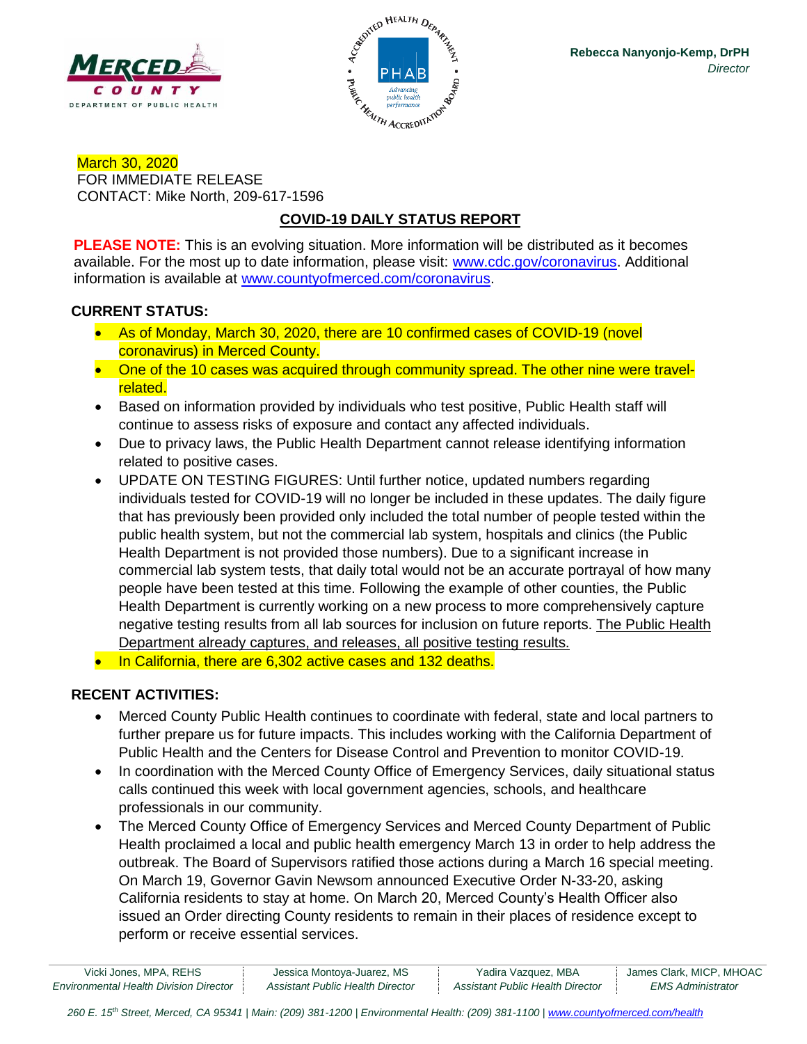Rebecca Nanyonjo-Kemp, DrPH
*Director*

March 30, 2020
FOR IMMEDIATE RELEASE
CONTACT: Mike North, 209-617-1596

## COVID-19 DAILY STATUS REPORT

**PLEASE NOTE:** This is an evolving situation. More information will be distributed as it becomes available. For the most up to date information, please visit: www.cdc.gov/coronavirus. Additional information is available at www.countyofmerced.com/coronavirus.

### CURRENT STATUS:

- As of Monday, March 30, 2020, there are 10 confirmed cases of COVID-19 (novel coronavirus) in Merced County.
- One of the 10 cases was acquired through community spread. The other nine were travel-related.
- Based on information provided by individuals who test positive, Public Health staff will continue to assess risks of exposure and contact any affected individuals.
- Due to privacy laws, the Public Health Department cannot release identifying information related to positive cases.
- UPDATE ON TESTING FIGURES: Until further notice, updated numbers regarding individuals tested for COVID-19 will no longer be included in these updates. The daily figure that has previously been provided only included the total number of people tested within the public health system, but not the commercial lab system, hospitals and clinics (the Public Health Department is not provided those numbers). Due to a significant increase in commercial lab system tests, that daily total would not be an accurate portrayal of how many people have been tested at this time. Following the example of other counties, the Public Health Department is currently working on a new process to more comprehensively capture negative testing results from all lab sources for inclusion on future reports. The Public Health Department already captures, and releases, all positive testing results.
- In California, there are 6,302 active cases and 132 deaths.

### RECENT ACTIVITIES:

- Merced County Public Health continues to coordinate with federal, state and local partners to further prepare us for future impacts. This includes working with the California Department of Public Health and the Centers for Disease Control and Prevention to monitor COVID-19.
- In coordination with the Merced County Office of Emergency Services, daily situational status calls continued this week with local government agencies, schools, and healthcare professionals in our community.
- The Merced County Office of Emergency Services and Merced County Department of Public Health proclaimed a local and public health emergency March 13 in order to help address the outbreak. The Board of Supervisors ratified those actions during a March 16 special meeting. On March 19, Governor Gavin Newsom announced Executive Order N-33-20, asking California residents to stay at home. On March 20, Merced County's Health Officer also issued an Order directing County residents to remain in their places of residence except to perform or receive essential services.

| Vicki Jones, MPA, REHS | Jessica Montoya-Juarez, MS | Yadira Vazquez, MBA | James Clark, MICP, MHOAC |
|---|---|---|---|
| *Environmental Health Division Director* | *Assistant Public Health Director* | *Assistant Public Health Director* | *EMS Administrator* |

*260 E. 15th Street, Merced, CA 95341 | Main: (209) 381-1200 | Environmental Health: (209) 381-1100 | www.countyofmerced.com/health*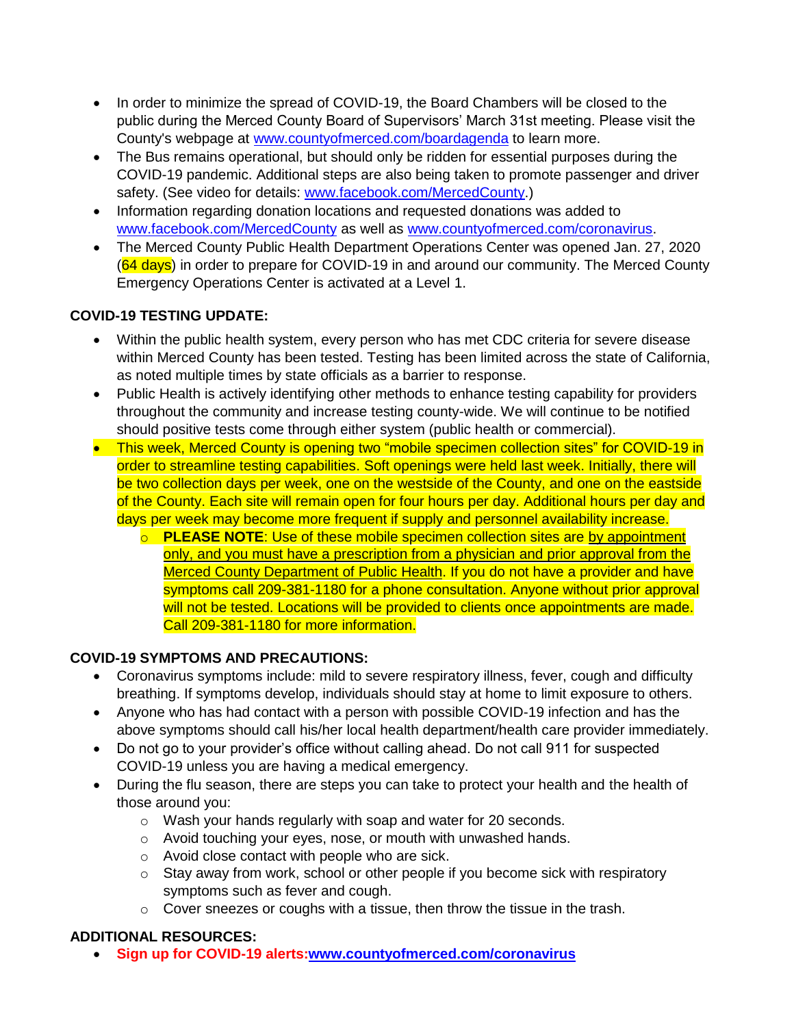- In order to minimize the spread of COVID-19, the Board Chambers will be closed to the public during the Merced County Board of Supervisors' March 31st meeting. Please visit the County's webpage at www.countyofmerced.com/boardagenda to learn more.
- The Bus remains operational, but should only be ridden for essential purposes during the COVID-19 pandemic. Additional steps are also being taken to promote passenger and driver safety. (See video for details: www.facebook.com/MercedCounty.)
- Information regarding donation locations and requested donations was added to www.facebook.com/MercedCounty as well as www.countyofmerced.com/coronavirus.
- The Merced County Public Health Department Operations Center was opened Jan. 27, 2020 (64 days) in order to prepare for COVID-19 in and around our community. The Merced County Emergency Operations Center is activated at a Level 1.

**COVID-19 TESTING UPDATE:**

- Within the public health system, every person who has met CDC criteria for severe disease within Merced County has been tested. Testing has been limited across the state of California, as noted multiple times by state officials as a barrier to response.
- Public Health is actively identifying other methods to enhance testing capability for providers throughout the community and increase testing county-wide. We will continue to be notified should positive tests come through either system (public health or commercial).
- This week, Merced County is opening two "mobile specimen collection sites" for COVID-19 in order to streamline testing capabilities. Soft openings were held last week. Initially, there will be two collection days per week, one on the westside of the County, and one on the eastside of the County. Each site will remain open for four hours per day. Additional hours per day and days per week may become more frequent if supply and personnel availability increase.
  - **PLEASE NOTE**: Use of these mobile specimen collection sites are by appointment only, and you must have a prescription from a physician and prior approval from the Merced County Department of Public Health. If you do not have a provider and have symptoms call 209-381-1180 for a phone consultation. Anyone without prior approval will not be tested. Locations will be provided to clients once appointments are made. Call 209-381-1180 for more information.

**COVID-19 SYMPTOMS AND PRECAUTIONS:**

- Coronavirus symptoms include: mild to severe respiratory illness, fever, cough and difficulty breathing. If symptoms develop, individuals should stay at home to limit exposure to others.
- Anyone who has had contact with a person with possible COVID-19 infection and has the above symptoms should call his/her local health department/health care provider immediately.
- Do not go to your provider's office without calling ahead. Do not call 911 for suspected COVID-19 unless you are having a medical emergency.
- During the flu season, there are steps you can take to protect your health and the health of those around you:
  - Wash your hands regularly with soap and water for 20 seconds.
  - Avoid touching your eyes, nose, or mouth with unwashed hands.
  - Avoid close contact with people who are sick.
  - Stay away from work, school or other people if you become sick with respiratory symptoms such as fever and cough.
  - Cover sneezes or coughs with a tissue, then throw the tissue in the trash.

**ADDITIONAL RESOURCES:**

- **Sign up for COVID-19 alerts:www.countyofmerced.com/coronavirus**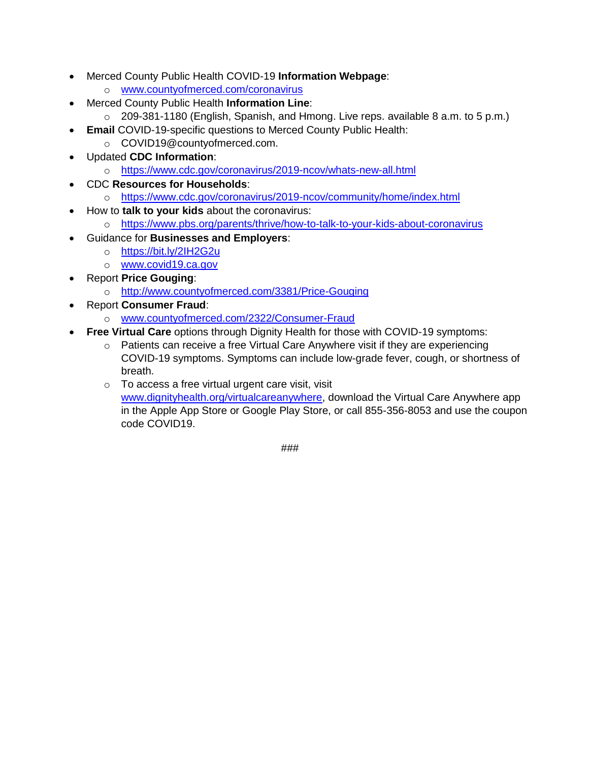- Merced County Public Health COVID-19 **Information Webpage**:
  - www.countyofmerced.com/coronavirus
- Merced County Public Health **Information Line**:
  - 209-381-1180 (English, Spanish, and Hmong. Live reps. available 8 a.m. to 5 p.m.)
- **Email** COVID-19-specific questions to Merced County Public Health:
  - COVID19@countyofmerced.com.
- Updated **CDC Information**:
  - https://www.cdc.gov/coronavirus/2019-ncov/whats-new-all.html
- CDC **Resources for Households**:
  - https://www.cdc.gov/coronavirus/2019-ncov/community/home/index.html
- How to **talk to your kids** about the coronavirus:
  - https://www.pbs.org/parents/thrive/how-to-talk-to-your-kids-about-coronavirus
- Guidance for **Businesses and Employers**:
  - https://bit.ly/2IH2G2u
  - www.covid19.ca.gov
- Report **Price Gouging**:
  - http://www.countyofmerced.com/3381/Price-Gouging
- Report **Consumer Fraud**:
  - www.countyofmerced.com/2322/Consumer-Fraud
- **Free Virtual Care** options through Dignity Health for those with COVID-19 symptoms:
  - Patients can receive a free Virtual Care Anywhere visit if they are experiencing COVID-19 symptoms. Symptoms can include low-grade fever, cough, or shortness of breath.
  - To access a free virtual urgent care visit, visit www.dignityhealth.org/virtualcareanywhere, download the Virtual Care Anywhere app in the Apple App Store or Google Play Store, or call 855-356-8053 and use the coupon code COVID19.

###